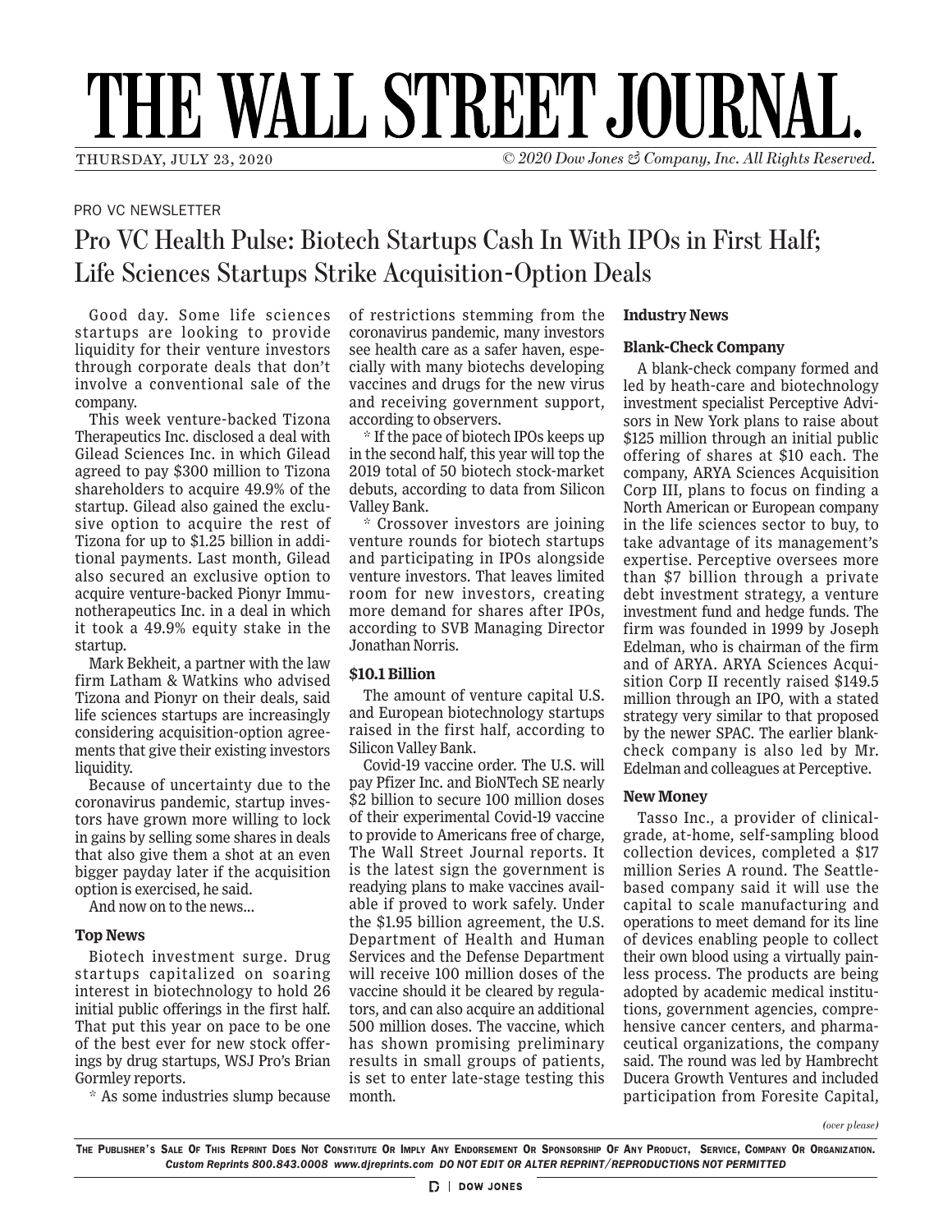# THE WALL STREET JOURNAL.

THURSDAY, JULY 23, 2020 — *© 2020 Dow Jones & Company, Inc. All Rights Reserved.*

PRO VC NEWSLETTER

## Pro VC Health Pulse: Biotech Startups Cash In With IPOs in First Half; Life Sciences Startups Strike Acquisition-Option Deals

Good day. Some life sciences startups are looking to provide liquidity for their venture investors through corporate deals that don't involve a conventional sale of the company.

This week venture-backed Tizona Therapeutics Inc. disclosed a deal with Gilead Sciences Inc. in which Gilead agreed to pay $300 million to Tizona shareholders to acquire 49.9% of the startup. Gilead also gained the exclusive option to acquire the rest of Tizona for up to $1.25 billion in additional payments. Last month, Gilead also secured an exclusive option to acquire venture-backed Pionyr Immunotherapeutics Inc. in a deal in which it took a 49.9% equity stake in the startup.

Mark Bekheit, a partner with the law firm Latham & Watkins who advised Tizona and Pionyr on their deals, said life sciences startups are increasingly considering acquisition-option agreements that give their existing investors liquidity.

Because of uncertainty due to the coronavirus pandemic, startup investors have grown more willing to lock in gains by selling some shares in deals that also give them a shot at an even bigger payday later if the acquisition option is exercised, he said.

And now on to the news...

### Top News

Biotech investment surge. Drug startups capitalized on soaring interest in biotechnology to hold 26 initial public offerings in the first half. That put this year on pace to be one of the best ever for new stock offerings by drug startups, WSJ Pro's Brian Gormley reports.

* As some industries slump because of restrictions stemming from the coronavirus pandemic, many investors see health care as a safer haven, especially with many biotechs developing vaccines and drugs for the new virus and receiving government support, according to observers.

* If the pace of biotech IPOs keeps up in the second half, this year will top the 2019 total of 50 biotech stock-market debuts, according to data from Silicon Valley Bank.

* Crossover investors are joining venture rounds for biotech startups and participating in IPOs alongside venture investors. That leaves limited room for new investors, creating more demand for shares after IPOs, according to SVB Managing Director Jonathan Norris.

### $10.1 Billion

The amount of venture capital U.S. and European biotechnology startups raised in the first half, according to Silicon Valley Bank.

Covid-19 vaccine order. The U.S. will pay Pfizer Inc. and BioNTech SE nearly $2 billion to secure 100 million doses of their experimental Covid-19 vaccine to provide to Americans free of charge, The Wall Street Journal reports. It is the latest sign the government is readying plans to make vaccines available if proved to work safely. Under the $1.95 billion agreement, the U.S. Department of Health and Human Services and the Defense Department will receive 100 million doses of the vaccine should it be cleared by regulators, and can also acquire an additional 500 million doses. The vaccine, which has shown promising preliminary results in small groups of patients, is set to enter late-stage testing this month.

### Industry News

### Blank-Check Company

A blank-check company formed and led by heath-care and biotechnology investment specialist Perceptive Advisors in New York plans to raise about $125 million through an initial public offering of shares at $10 each. The company, ARYA Sciences Acquisition Corp III, plans to focus on finding a North American or European company in the life sciences sector to buy, to take advantage of its management's expertise. Perceptive oversees more than $7 billion through a private debt investment strategy, a venture investment fund and hedge funds. The firm was founded in 1999 by Joseph Edelman, who is chairman of the firm and of ARYA. ARYA Sciences Acquisition Corp II recently raised $149.5 million through an IPO, with a stated strategy very similar to that proposed by the newer SPAC. The earlier blank-check company is also led by Mr. Edelman and colleagues at Perceptive.

### New Money

Tasso Inc., a provider of clinical-grade, at-home, self-sampling blood collection devices, completed a $17 million Series A round. The Seattle-based company said it will use the capital to scale manufacturing and operations to meet demand for its line of devices enabling people to collect their own blood using a virtually painless process. The products are being adopted by academic medical institutions, government agencies, comprehensive cancer centers, and pharmaceutical organizations, the company said. The round was led by Hambrecht Ducera Growth Ventures and included participation from Foresite Capital,

*(over please)*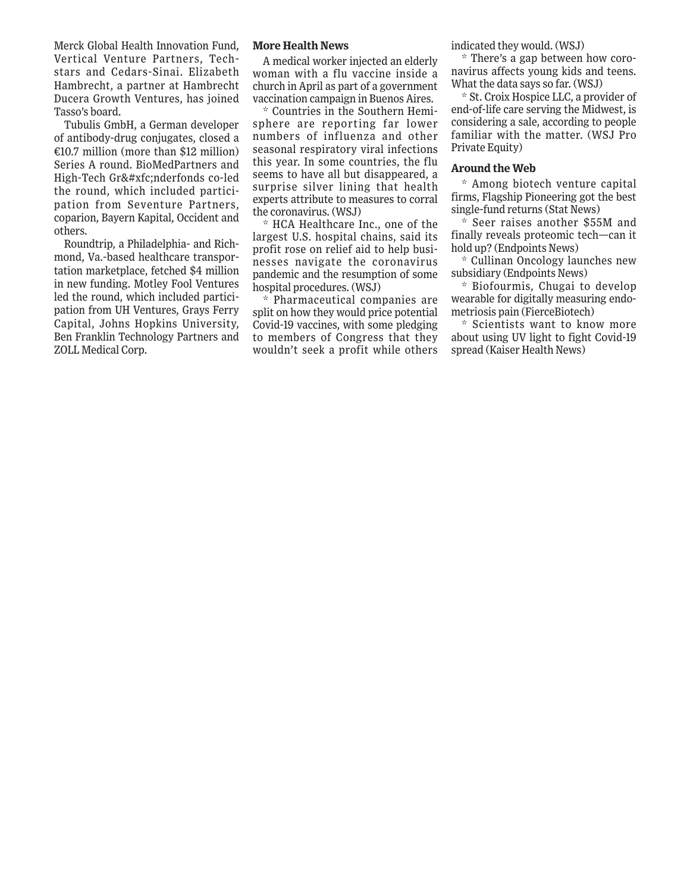Merck Global Health Innovation Fund, Vertical Venture Partners, Techstars and Cedars-Sinai. Elizabeth Hambrecht, a partner at Hambrecht Ducera Growth Ventures, has joined Tasso's board.

Tubulis GmbH, a German developer of antibody-drug conjugates, closed a €10.7 million (more than $12 million) Series A round. BioMedPartners and High-Tech Gr&#xfc;nderfonds co-led the round, which included participation from Seventure Partners, coparion, Bayern Kapital, Occident and others.

Roundtrip, a Philadelphia- and Richmond, Va.-based healthcare transportation marketplace, fetched $4 million in new funding. Motley Fool Ventures led the round, which included participation from UH Ventures, Grays Ferry Capital, Johns Hopkins University, Ben Franklin Technology Partners and ZOLL Medical Corp.

**More Health News**

A medical worker injected an elderly woman with a flu vaccine inside a church in April as part of a government vaccination campaign in Buenos Aires.

* Countries in the Southern Hemisphere are reporting far lower numbers of influenza and other seasonal respiratory viral infections this year. In some countries, the flu seems to have all but disappeared, a surprise silver lining that health experts attribute to measures to corral the coronavirus. (WSJ)

* HCA Healthcare Inc., one of the largest U.S. hospital chains, said its profit rose on relief aid to help businesses navigate the coronavirus pandemic and the resumption of some hospital procedures. (WSJ)

* Pharmaceutical companies are split on how they would price potential Covid-19 vaccines, with some pledging to members of Congress that they wouldn't seek a profit while others indicated they would. (WSJ)

* There's a gap between how coronavirus affects young kids and teens. What the data says so far. (WSJ)

* St. Croix Hospice LLC, a provider of end-of-life care serving the Midwest, is considering a sale, according to people familiar with the matter. (WSJ Pro Private Equity)

**Around the Web**

* Among biotech venture capital firms, Flagship Pioneering got the best single-fund returns (Stat News)

* Seer raises another $55M and finally reveals proteomic tech—can it hold up? (Endpoints News)

* Cullinan Oncology launches new subsidiary (Endpoints News)

* Biofourmis, Chugai to develop wearable for digitally measuring endometriosis pain (FierceBiotech)

* Scientists want to know more about using UV light to fight Covid-19 spread (Kaiser Health News)